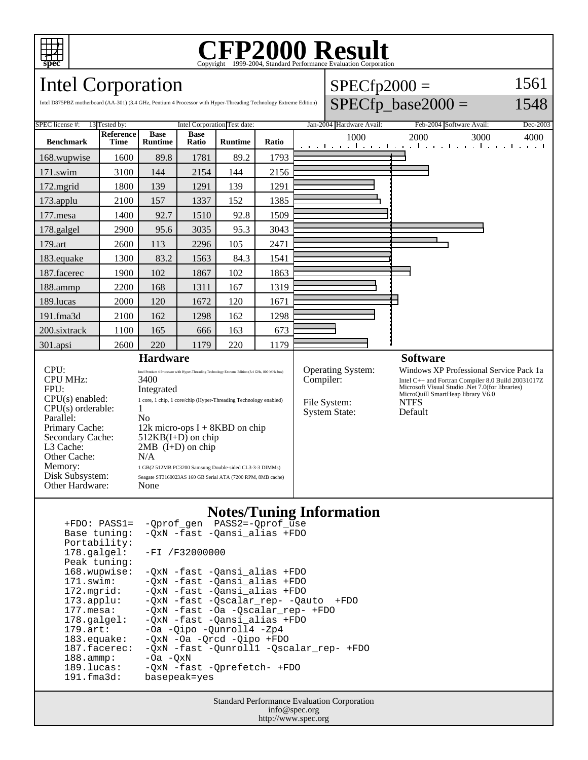# CFP2000 Result

Copyright 1999-2004, Standard Performance Evaluation Corporation

## Intel Corporation

Intel D875PBZ motherboard (AA-301) (3.4 GHz, Pentium 4 Processor with Hyper-Threading Technology Extreme Edition)

SPECfp2000 = 1561

SPECfp_base2000 = 1548

| SPEC license #: | 13 | Tested by: | Intel Corporation | Test date: | Jan-2004 | Hardware Avail: | Feb-2004 | Software Avail: | Dec-2003 |
|---|---|---|---|---|---|---|---|---|---|

| Benchmark | Reference Time | Base Runtime | Base Ratio | Runtime | Ratio |
|---|---|---|---|---|---|
| 168.wupwise | 1600 | 89.8 | 1781 | 89.2 | 1793 |
| 171.swim | 3100 | 144 | 2154 | 144 | 2156 |
| 172.mgrid | 1800 | 139 | 1291 | 139 | 1291 |
| 173.applu | 2100 | 157 | 1337 | 152 | 1385 |
| 177.mesa | 1400 | 92.7 | 1510 | 92.8 | 1509 |
| 178.galgel | 2900 | 95.6 | 3035 | 95.3 | 3043 |
| 179.art | 2600 | 113 | 2296 | 105 | 2471 |
| 183.equake | 1300 | 83.2 | 1563 | 84.3 | 1541 |
| 187.facerec | 1900 | 102 | 1867 | 102 | 1863 |
| 188.ammp | 2200 | 168 | 1311 | 167 | 1319 |
| 189.lucas | 2000 | 120 | 1672 | 120 | 1671 |
| 191.fma3d | 2100 | 162 | 1298 | 162 | 1298 |
| 200.sixtrack | 1100 | 165 | 666 | 163 | 673 |
| 301.apsi | 2600 | 220 | 1179 | 220 | 1179 |

### Hardware

- CPU: Intel Pentium 4 Processor with Hyper-Threading Technology Extreme Edition (3.4 GHz, 800 MHz bus)
- CPU MHz: 3400
- FPU: Integrated
- CPU(s) enabled: 1 core, 1 chip, 1 core/chip (Hyper-Threading Technology enabled)
- CPU(s) orderable: 1
- Parallel: No
- Primary Cache: 12k micro-ops I + 8KBD on chip
- Secondary Cache: 512KB(I+D) on chip
- L3 Cache: 2MB (I+D) on chip
- Other Cache: N/A
- Memory: 1 GB(2 512MB PC3200 Samsung Double-sided CL3-3-3 DIMMs)
- Disk Subsystem: Seagate ST3160023AS 160 GB Serial ATA (7200 RPM, 8MB cache)
- Other Hardware: None

### Software

- Operating System: Windows XP Professional Service Pack 1a
- Compiler: Intel C++ and Fortran Compiler 8.0 Build 20031017Z, Microsoft Visual Studio .Net 7.0(for libraries), MicroQuill SmartHeap library V6.0
- File System: NTFS
- System State: Default

### Notes/Tuning Information

```
+FDO: PASS1=  -Qprof_gen  PASS2=-Qprof_use
Base tuning:  -QxN -fast -Qansi_alias +FDO
Portability:
178.galgel:   -FI /F32000000
Peak tuning:
168.wupwise:  -QxN -fast -Qansi_alias +FDO
171.swim:     -QxN -fast -Qansi_alias +FDO
172.mgrid:    -QxN -fast -Qansi_alias +FDO
173.applu:    -QxN -fast -Qscalar_rep- -Qauto  +FDO
177.mesa:     -QxN -fast -Oa -Qscalar_rep- +FDO
178.galgel:   -QxN -fast -Qansi_alias +FDO
179.art:      -Oa -Qipo -Qunroll4 -Zp4
183.equake:   -QxN -Oa -Qrcd -Qipo +FDO
187.facerec:  -QxN -fast -Qunroll1 -Qscalar_rep- +FDO
188.ammp:     -Oa -QxN
189.lucas:    -QxN -fast -Qprefetch- +FDO
191.fma3d:    basepeak=yes
```

Standard Performance Evaluation Corporation
info@spec.org
http://www.spec.org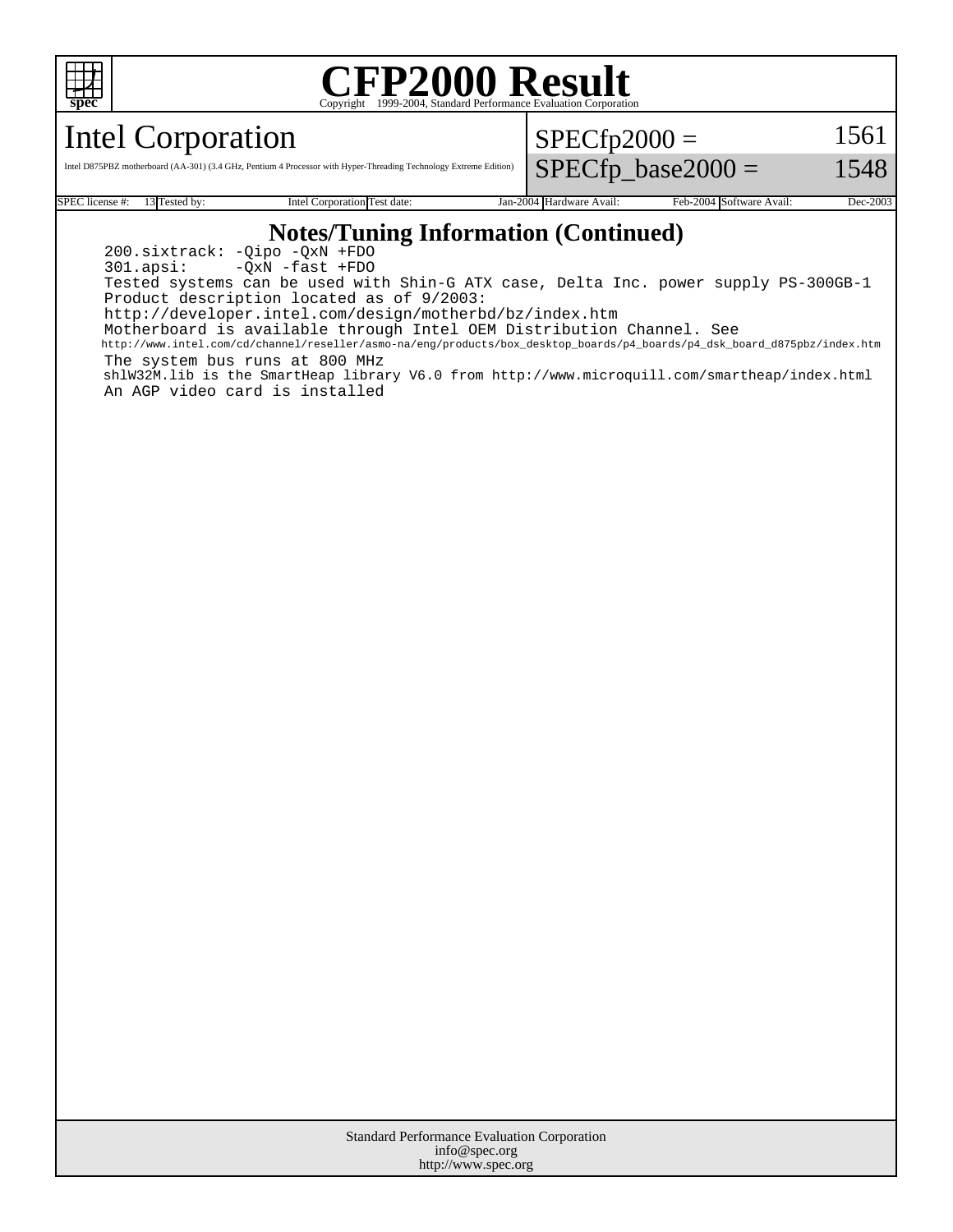# CFP2000 Result

Copyright 1999-2004, Standard Performance Evaluation Corporation

## Intel Corporation

Intel D875PBZ motherboard (AA-301) (3.4 GHz, Pentium 4 Processor with Hyper-Threading Technology Extreme Edition)

SPECfp2000 = 1561

SPECfp_base2000 = 1548

| SPEC license #: | 13 | Tested by: | Intel Corporation | Test date: | Jan-2004 | Hardware Avail: | Feb-2004 | Software Avail: | Dec-2003 |
|---|---|---|---|---|---|---|---|---|---|

### Notes/Tuning Information (Continued)

```
200.sixtrack: -Qipo -QxN +FDO
301.apsi:     -QxN -fast +FDO
Tested systems can be used with Shin-G ATX case, Delta Inc. power supply PS-300GB-1
Product description located as of 9/2003:
http://developer.intel.com/design/motherbd/bz/index.htm
Motherboard is available through Intel OEM Distribution Channel. See
http://www.intel.com/cd/channel/reseller/asmo-na/eng/products/box_desktop_boards/p4_boards/p4_dsk_board_d875pbz/index.htm
The system bus runs at 800 MHz
shlW32M.lib is the SmartHeap library V6.0 from http://www.microquill.com/smartheap/index.html
An AGP video card is installed
```

Standard Performance Evaluation Corporation
info@spec.org
http://www.spec.org